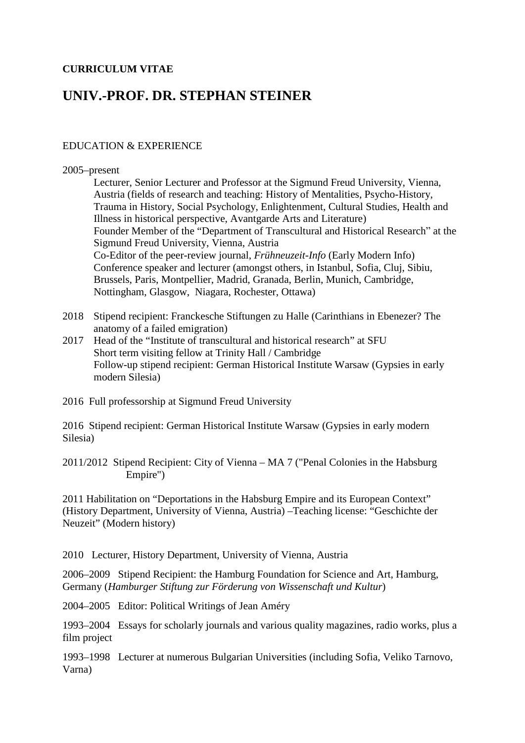**CURRICULUM VITAE**

# UNIV.-PROF. DR. STEPHAN STEINER

## EDUCATION & EXPERIENCE

2005–present

Lecturer, Senior Lecturer and Professor at the Sigmund Freud University, Vienna, Austria (fields of research and teaching: History of Mentalities, Psycho-History, Trauma in History, Social Psychology, Enlightenment, Cultural Studies, Health and Illness in historical perspective, Avantgarde Arts and Literature)
Founder Member of the "Department of Transcultural and Historical Research" at the Sigmund Freud University, Vienna, Austria
Co-Editor of the peer-review journal, *Frühneuzeit-Info* (Early Modern Info)
Conference speaker and lecturer (amongst others, in Istanbul, Sofia, Cluj, Sibiu, Brussels, Paris, Montpellier, Madrid, Granada, Berlin, Munich, Cambridge, Nottingham, Glasgow, Niagara, Rochester, Ottawa)

2018 Stipend recipient: Franckesche Stiftungen zu Halle (Carinthians in Ebenezer? The anatomy of a failed emigration)

2017 Head of the "Institute of transcultural and historical research" at SFU
Short term visiting fellow at Trinity Hall / Cambridge
Follow-up stipend recipient: German Historical Institute Warsaw (Gypsies in early modern Silesia)

2016 Full professorship at Sigmund Freud University

2016 Stipend recipient: German Historical Institute Warsaw (Gypsies in early modern Silesia)

2011/2012 Stipend Recipient: City of Vienna – MA 7 ("Penal Colonies in the Habsburg Empire")

2011 Habilitation on "Deportations in the Habsburg Empire and its European Context" (History Department, University of Vienna, Austria) –Teaching license: "Geschichte der Neuzeit" (Modern history)

2010 Lecturer, History Department, University of Vienna, Austria

2006–2009 Stipend Recipient: the Hamburg Foundation for Science and Art, Hamburg, Germany (*Hamburger Stiftung zur Förderung von Wissenschaft und Kultur*)

2004–2005 Editor: Political Writings of Jean Améry

1993–2004 Essays for scholarly journals and various quality magazines, radio works, plus a film project

1993–1998 Lecturer at numerous Bulgarian Universities (including Sofia, Veliko Tarnovo, Varna)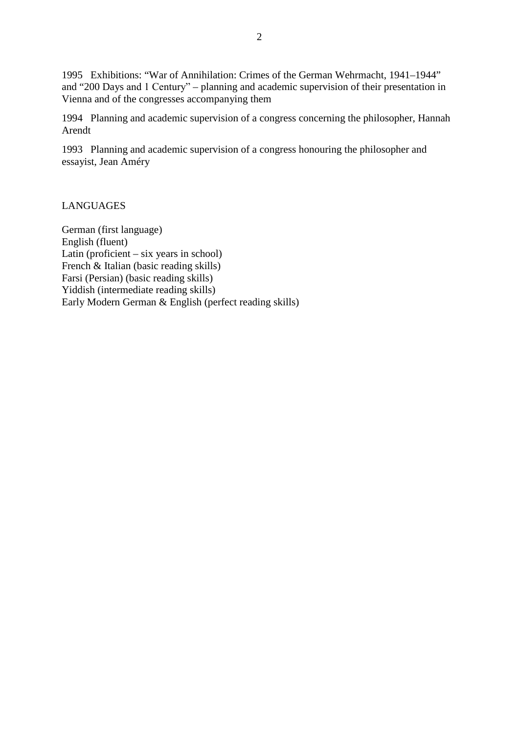1995 Exhibitions: “War of Annihilation: Crimes of the German Wehrmacht, 1941–1944” and “200 Days and 1 Century” – planning and academic supervision of their presentation in Vienna and of the congresses accompanying them

1994 Planning and academic supervision of a congress concerning the philosopher, Hannah Arendt

1993 Planning and academic supervision of a congress honouring the philosopher and essayist, Jean Améry

## LANGUAGES

German (first language)
English (fluent)
Latin (proficient – six years in school)
French & Italian (basic reading skills)
Farsi (Persian) (basic reading skills)
Yiddish (intermediate reading skills)
Early Modern German & English (perfect reading skills)